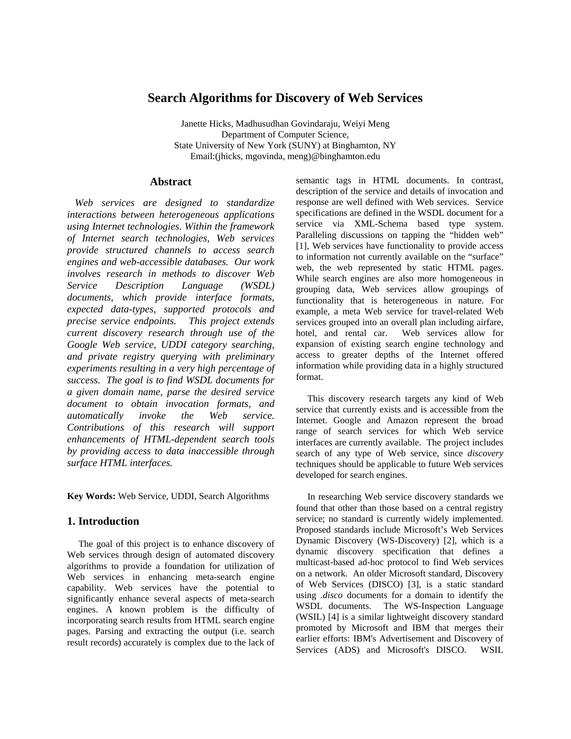# Search Algorithms for Discovery of Web Services

Janette Hicks, Madhusudhan Govindaraju, Weiyi Meng
Department of Computer Science,
State University of New York (SUNY) at Binghamton, NY
Email:(jhicks, mgovinda, meng)@binghamton.edu

## Abstract

*Web services are designed to standardize interactions between heterogeneous applications using Internet technologies. Within the framework of Internet search technologies, Web services provide structured channels to access search engines and web-accessible databases. Our work involves research in methods to discover Web Service Description Language (WSDL) documents, which provide interface formats, expected data-types, supported protocols and precise service endpoints. This project extends current discovery research through use of the Google Web service, UDDI category searching, and private registry querying with preliminary experiments resulting in a very high percentage of success. The goal is to find WSDL documents for a given domain name, parse the desired service document to obtain invocation formats, and automatically invoke the Web service. Contributions of this research will support enhancements of HTML-dependent search tools by providing access to data inaccessible through surface HTML interfaces.*

**Key Words:** Web Service, UDDI, Search Algorithms

## 1. Introduction

The goal of this project is to enhance discovery of Web services through design of automated discovery algorithms to provide a foundation for utilization of Web services in enhancing meta-search engine capability. Web services have the potential to significantly enhance several aspects of meta-search engines. A known problem is the difficulty of incorporating search results from HTML search engine pages. Parsing and extracting the output (i.e. search result records) accurately is complex due to the lack of semantic tags in HTML documents. In contrast, description of the service and details of invocation and response are well defined with Web services. Service specifications are defined in the WSDL document for a service via XML-Schema based type system. Paralleling discussions on tapping the "hidden web" [1], Web services have functionality to provide access to information not currently available on the "surface" web, the web represented by static HTML pages. While search engines are also more homogeneous in grouping data, Web services allow groupings of functionality that is heterogeneous in nature. For example, a meta Web service for travel-related Web services grouped into an overall plan including airfare, hotel, and rental car. Web services allow for expansion of existing search engine technology and access to greater depths of the Internet offered information while providing data in a highly structured format.

This discovery research targets any kind of Web service that currently exists and is accessible from the Internet. Google and Amazon represent the broad range of search services for which Web service interfaces are currently available. The project includes search of any type of Web service, since *discovery* techniques should be applicable to future Web services developed for search engines.

In researching Web service discovery standards we found that other than those based on a central registry service; no standard is currently widely implemented. Proposed standards include Microsoft's Web Services Dynamic Discovery (WS-Discovery) [2], which is a dynamic discovery specification that defines a multicast-based ad-hoc protocol to find Web services on a network. An older Microsoft standard, Discovery of Web Services (DISCO) [3], is a static standard using *.disco* documents for a domain to identify the WSDL documents. The WS-Inspection Language (WSIL) [4] is a similar lightweight discovery standard promoted by Microsoft and IBM that merges their earlier efforts: IBM's Advertisement and Discovery of Services (ADS) and Microsoft's DISCO. WSIL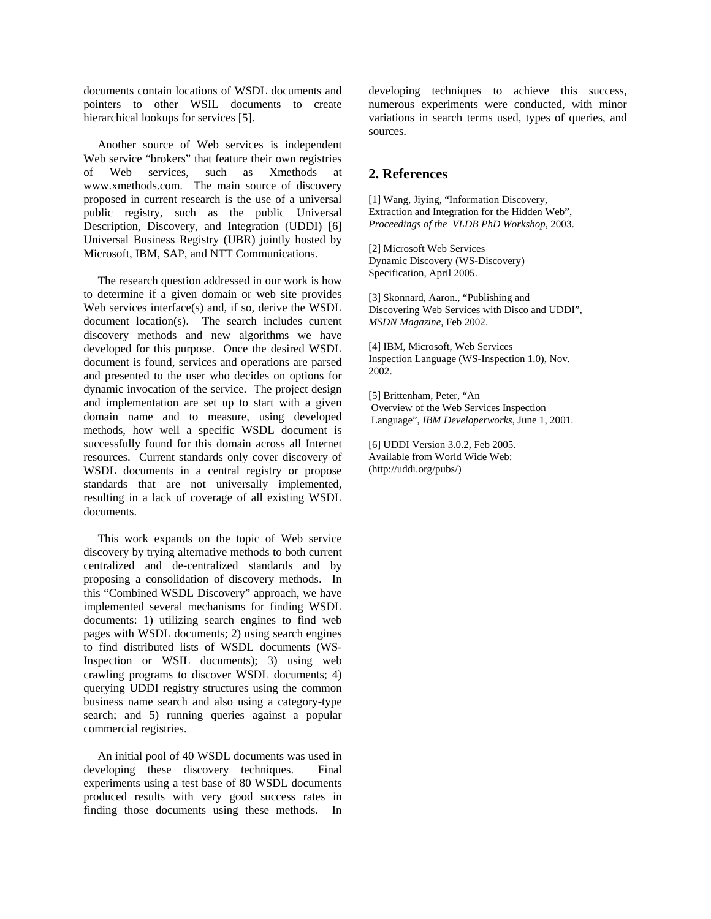documents contain locations of WSDL documents and pointers to other WSIL documents to create hierarchical lookups for services [5].

Another source of Web services is independent Web service "brokers" that feature their own registries of Web services, such as Xmethods at www.xmethods.com. The main source of discovery proposed in current research is the use of a universal public registry, such as the public Universal Description, Discovery, and Integration (UDDI) [6] Universal Business Registry (UBR) jointly hosted by Microsoft, IBM, SAP, and NTT Communications.

The research question addressed in our work is how to determine if a given domain or web site provides Web services interface(s) and, if so, derive the WSDL document location(s). The search includes current discovery methods and new algorithms we have developed for this purpose. Once the desired WSDL document is found, services and operations are parsed and presented to the user who decides on options for dynamic invocation of the service. The project design and implementation are set up to start with a given domain name and to measure, using developed methods, how well a specific WSDL document is successfully found for this domain across all Internet resources. Current standards only cover discovery of WSDL documents in a central registry or propose standards that are not universally implemented, resulting in a lack of coverage of all existing WSDL documents.

This work expands on the topic of Web service discovery by trying alternative methods to both current centralized and de-centralized standards and by proposing a consolidation of discovery methods. In this "Combined WSDL Discovery" approach, we have implemented several mechanisms for finding WSDL documents: 1) utilizing search engines to find web pages with WSDL documents; 2) using search engines to find distributed lists of WSDL documents (WS-Inspection or WSIL documents); 3) using web crawling programs to discover WSDL documents; 4) querying UDDI registry structures using the common business name search and also using a category-type search; and 5) running queries against a popular commercial registries.

An initial pool of 40 WSDL documents was used in developing these discovery techniques. Final experiments using a test base of 80 WSDL documents produced results with very good success rates in finding those documents using these methods. In developing techniques to achieve this success, numerous experiments were conducted, with minor variations in search terms used, types of queries, and sources.

## 2. References

[1] Wang, Jiying, "Information Discovery, Extraction and Integration for the Hidden Web", *Proceedings of the VLDB PhD Workshop*, 2003.

[2] Microsoft Web Services Dynamic Discovery (WS-Discovery) Specification, April 2005.

[3] Skonnard, Aaron., "Publishing and Discovering Web Services with Disco and UDDI", *MSDN Magazine*, Feb 2002.

[4] IBM, Microsoft, Web Services Inspection Language (WS-Inspection 1.0), Nov. 2002.

[5] Brittenham, Peter, "An Overview of the Web Services Inspection Language", *IBM Developerworks*, June 1, 2001.

[6] UDDI Version 3.0.2, Feb 2005. Available from World Wide Web: (http://uddi.org/pubs/)